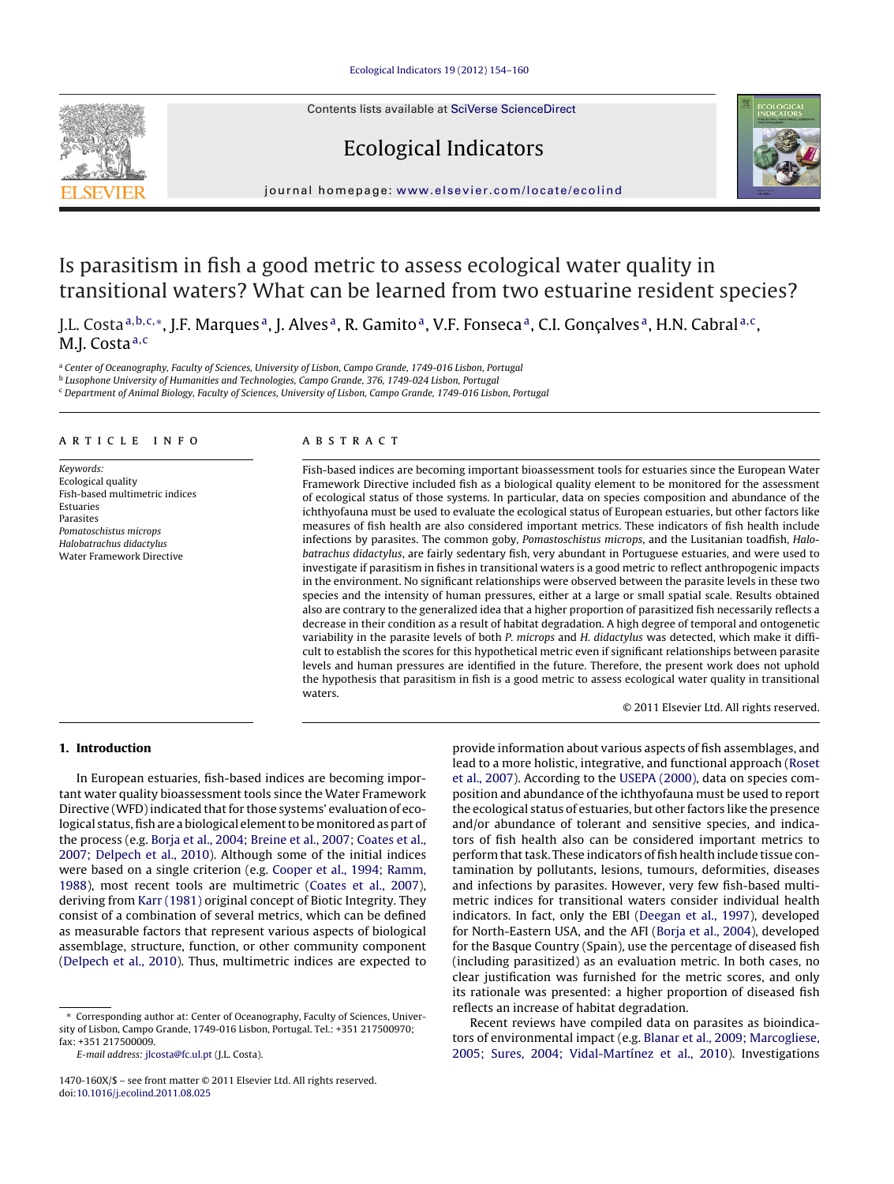# Is parasitism in fish a good metric to assess ecological water quality in transitional waters? What can be learned from two estuarine resident species?

J.L. Costa[a,b,c,*], J.F. Marques[a], J. Alves[a], R. Gamito[a], V.F. Fonseca[a], C.I. Gonçalves[a], H.N. Cabral[a,c], M.J. Costa[a,c]

[a] Center of Oceanography, Faculty of Sciences, University of Lisbon, Campo Grande, 1749-016 Lisbon, Portugal

[b] Lusophone University of Humanities and Technologies, Campo Grande, 376, 1749-024 Lisbon, Portugal

[c] Department of Animal Biology, Faculty of Sciences, University of Lisbon, Campo Grande, 1749-016 Lisbon, Portugal

## ARTICLE INFO

*Keywords:*
Ecological quality
Fish-based multimetric indices
Estuaries
Parasites
*Pomatoschistus microps*
*Halobatrachus didactylus*
Water Framework Directive

## ABSTRACT

Fish-based indices are becoming important bioassessment tools for estuaries since the European Water Framework Directive included fish as a biological quality element to be monitored for the assessment of ecological status of those systems. In particular, data on species composition and abundance of the ichthyofauna must be used to evaluate the ecological status of European estuaries, but other factors like measures of fish health are also considered important metrics. These indicators of fish health include infections by parasites. The common goby, *Pomatoschistus microps*, and the Lusitanian toadfish, *Halobatrachus didactylus*, are fairly sedentary fish, very abundant in Portuguese estuaries, and were used to investigate if parasitism in fishes in transitional waters is a good metric to reflect anthropogenic impacts in the environment. No significant relationships were observed between the parasite levels in these two species and the intensity of human pressures, either at a large or small spatial scale. Results obtained also are contrary to the generalized idea that a higher proportion of parasitized fish necessarily reflects a decrease in their condition as a result of habitat degradation. A high degree of temporal and ontogenetic variability in the parasite levels of both *P. microps* and *H. didactylus* was detected, which make it difficult to establish the scores for this hypothetical metric even if significant relationships between parasite levels and human pressures are identified in the future. Therefore, the present work does not uphold the hypothesis that parasitism in fish is a good metric to assess ecological water quality in transitional waters.

© 2011 Elsevier Ltd. All rights reserved.

## 1. Introduction

In European estuaries, fish-based indices are becoming important water quality bioassessment tools since the Water Framework Directive (WFD) indicated that for those systems' evaluation of ecological status, fish are a biological element to be monitored as part of the process (e.g. Borja et al., 2004; Breine et al., 2007; Coates et al., 2007; Delpech et al., 2010). Although some of the initial indices were based on a single criterion (e.g. Cooper et al., 1994; Ramm, 1988), most recent tools are multimetric (Coates et al., 2007), deriving from Karr (1981) original concept of Biotic Integrity. They consist of a combination of several metrics, which can be defined as measurable factors that represent various aspects of biological assemblage, structure, function, or other community component (Delpech et al., 2010). Thus, multimetric indices are expected to provide information about various aspects of fish assemblages, and lead to a more holistic, integrative, and functional approach (Roset et al., 2007). According to the USEPA (2000), data on species composition and abundance of the ichthyofauna must be used to report the ecological status of estuaries, but other factors like the presence and/or abundance of tolerant and sensitive species, and indicators of fish health also can be considered important metrics to perform that task. These indicators of fish health include tissue contamination by pollutants, lesions, tumours, deformities, diseases and infections by parasites. However, very few fish-based multimetric indices for transitional waters consider individual health indicators. In fact, only the EBI (Deegan et al., 1997), developed for North-Eastern USA, and the AFI (Borja et al., 2004), developed for the Basque Country (Spain), use the percentage of diseased fish (including parasitized) as an evaluation metric. In both cases, no clear justification was furnished for the metric scores, and only its rationale was presented: a higher proportion of diseased fish reflects an increase of habitat degradation.

Recent reviews have compiled data on parasites as bioindicators of environmental impact (e.g. Blanar et al., 2009; Marcogliese, 2005; Sures, 2004; Vidal-Martínez et al., 2010). Investigations

\* Corresponding author at: Center of Oceanography, Faculty of Sciences, University of Lisbon, Campo Grande, 1749-016 Lisbon, Portugal. Tel.: +351 217500970; fax: +351 217500009.
*E-mail address:* jlcosta@fc.ul.pt (J.L. Costa).

1470-160X/$ – see front matter © 2011 Elsevier Ltd. All rights reserved.
doi:10.1016/j.ecolind.2011.08.025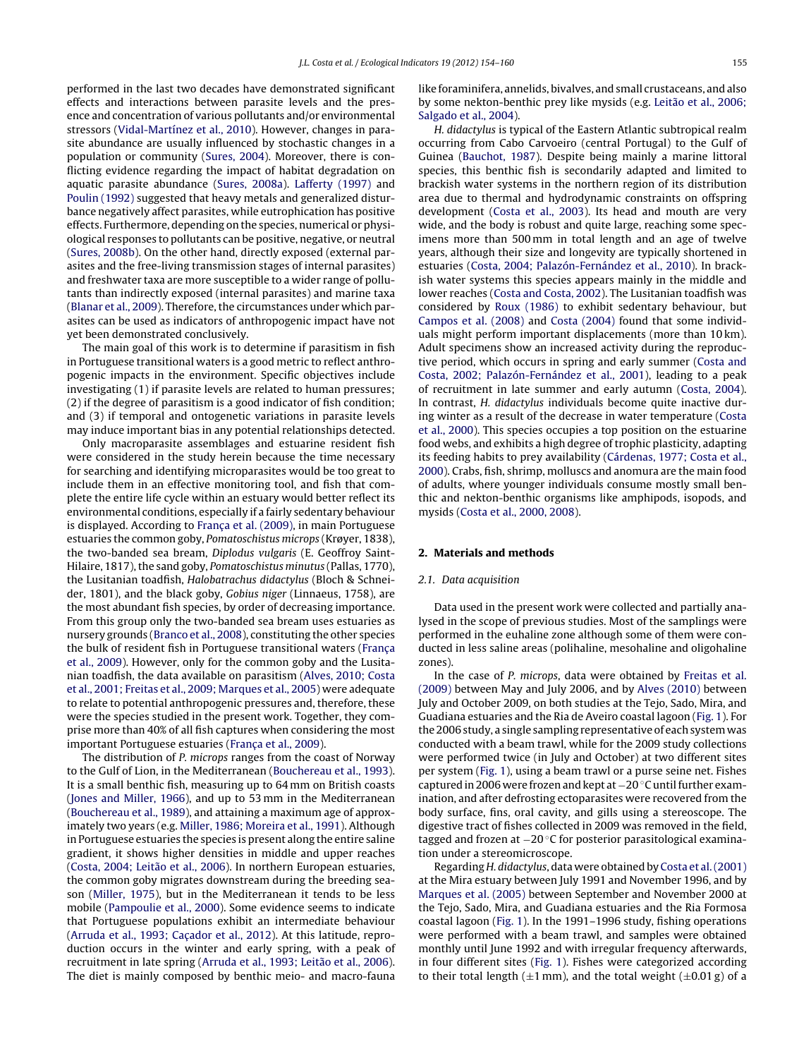performed in the last two decades have demonstrated significant effects and interactions between parasite levels and the presence and concentration of various pollutants and/or environmental stressors (Vidal-Martínez et al., 2010). However, changes in parasite abundance are usually influenced by stochastic changes in a population or community (Sures, 2004). Moreover, there is conflicting evidence regarding the impact of habitat degradation on aquatic parasite abundance (Sures, 2008a). Lafferty (1997) and Poulin (1992) suggested that heavy metals and generalized disturbance negatively affect parasites, while eutrophication has positive effects. Furthermore, depending on the species, numerical or physiological responses to pollutants can be positive, negative, or neutral (Sures, 2008b). On the other hand, directly exposed (external parasites and the free-living transmission stages of internal parasites) and freshwater taxa are more susceptible to a wider range of pollutants than indirectly exposed (internal parasites) and marine taxa (Blanar et al., 2009). Therefore, the circumstances under which parasites can be used as indicators of anthropogenic impact have not yet been demonstrated conclusively.

The main goal of this work is to determine if parasitism in fish in Portuguese transitional waters is a good metric to reflect anthropogenic impacts in the environment. Specific objectives include investigating (1) if parasite levels are related to human pressures; (2) if the degree of parasitism is a good indicator of fish condition; and (3) if temporal and ontogenetic variations in parasite levels may induce important bias in any potential relationships detected.

Only macroparasite assemblages and estuarine resident fish were considered in the study herein because the time necessary for searching and identifying microparasites would be too great to include them in an effective monitoring tool, and fish that complete the entire life cycle within an estuary would better reflect its environmental conditions, especially if a fairly sedentary behaviour is displayed. According to França et al. (2009), in main Portuguese estuaries the common goby, *Pomatoschistus microps* (Krøyer, 1838), the two-banded sea bream, *Diplodus vulgaris* (E. Geoffroy Saint-Hilaire, 1817), the sand goby, *Pomatoschistus minutus* (Pallas, 1770), the Lusitanian toadfish, *Halobatrachus didactylus* (Bloch & Schneider, 1801), and the black goby, *Gobius niger* (Linnaeus, 1758), are the most abundant fish species, by order of decreasing importance. From this group only the two-banded sea bream uses estuaries as nursery grounds (Branco et al., 2008), constituting the other species the bulk of resident fish in Portuguese transitional waters (França et al., 2009). However, only for the common goby and the Lusitanian toadfish, the data available on parasitism (Alves, 2010; Costa et al., 2001; Freitas et al., 2009; Marques et al., 2005) were adequate to relate to potential anthropogenic pressures and, therefore, these were the species studied in the present work. Together, they comprise more than 40% of all fish captures when considering the most important Portuguese estuaries (França et al., 2009).

The distribution of *P. microps* ranges from the coast of Norway to the Gulf of Lion, in the Mediterranean (Bouchereau et al., 1993). It is a small benthic fish, measuring up to 64 mm on British coasts (Jones and Miller, 1966), and up to 53 mm in the Mediterranean (Bouchereau et al., 1989), and attaining a maximum age of approximately two years (e.g. Miller, 1986; Moreira et al., 1991). Although in Portuguese estuaries the species is present along the entire saline gradient, it shows higher densities in middle and upper reaches (Costa, 2004; Leitão et al., 2006). In northern European estuaries, the common goby migrates downstream during the breeding season (Miller, 1975), but in the Mediterranean it tends to be less mobile (Pampoulie et al., 2000). Some evidence seems to indicate that Portuguese populations exhibit an intermediate behaviour (Arruda et al., 1993; Caçador et al., 2012). At this latitude, reproduction occurs in the winter and early spring, with a peak of recruitment in late spring (Arruda et al., 1993; Leitão et al., 2006). The diet is mainly composed by benthic meio- and macro-fauna like foraminifera, annelids, bivalves, and small crustaceans, and also by some nekton-benthic prey like mysids (e.g. Leitão et al., 2006; Salgado et al., 2004).

*H. didactylus* is typical of the Eastern Atlantic subtropical realm occurring from Cabo Carvoeiro (central Portugal) to the Gulf of Guinea (Bauchot, 1987). Despite being mainly a marine littoral species, this benthic fish is secondarily adapted and limited to brackish water systems in the northern region of its distribution area due to thermal and hydrodynamic constraints on offspring development (Costa et al., 2003). Its head and mouth are very wide, and the body is robust and quite large, reaching some specimens more than 500 mm in total length and an age of twelve years, although their size and longevity are typically shortened in estuaries (Costa, 2004; Palazón-Fernández et al., 2010). In brackish water systems this species appears mainly in the middle and lower reaches (Costa and Costa, 2002). The Lusitanian toadfish was considered by Roux (1986) to exhibit sedentary behaviour, but Campos et al. (2008) and Costa (2004) found that some individuals might perform important displacements (more than 10 km). Adult specimens show an increased activity during the reproductive period, which occurs in spring and early summer (Costa and Costa, 2002; Palazón-Fernández et al., 2001), leading to a peak of recruitment in late summer and early autumn (Costa, 2004). In contrast, *H. didactylus* individuals become quite inactive during winter as a result of the decrease in water temperature (Costa et al., 2000). This species occupies a top position on the estuarine food webs, and exhibits a high degree of trophic plasticity, adapting its feeding habits to prey availability (Cárdenas, 1977; Costa et al., 2000). Crabs, fish, shrimp, molluscs and anomura are the main food of adults, where younger individuals consume mostly small benthic and nekton-benthic organisms like amphipods, isopods, and mysids (Costa et al., 2000, 2008).

## 2. Materials and methods

### 2.1. Data acquisition

Data used in the present work were collected and partially analysed in the scope of previous studies. Most of the samplings were performed in the euhaline zone although some of them were conducted in less saline areas (polihaline, mesohaline and oligohaline zones).

In the case of *P. microps*, data were obtained by Freitas et al. (2009) between May and July 2006, and by Alves (2010) between July and October 2009, on both studies at the Tejo, Sado, Mira, and Guadiana estuaries and the Ria de Aveiro coastal lagoon (Fig. 1). For the 2006 study, a single sampling representative of each system was conducted with a beam trawl, while for the 2009 study collections were performed twice (in July and October) at two different sites per system (Fig. 1), using a beam trawl or a purse seine net. Fishes captured in 2006 were frozen and kept at −20 °C until further examination, and after defrosting ectoparasites were recovered from the body surface, fins, oral cavity, and gills using a stereoscope. The digestive tract of fishes collected in 2009 was removed in the field, tagged and frozen at −20 °C for posterior parasitological examination under a stereomicroscope.

Regarding *H. didactylus*, data were obtained by Costa et al. (2001) at the Mira estuary between July 1991 and November 1996, and by Marques et al. (2005) between September and November 2000 at the Tejo, Sado, Mira, and Guadiana estuaries and the Ria Formosa coastal lagoon (Fig. 1). In the 1991–1996 study, fishing operations were performed with a beam trawl, and samples were obtained monthly until June 1992 and with irregular frequency afterwards, in four different sites (Fig. 1). Fishes were categorized according to their total length (±1 mm), and the total weight (±0.01 g) of a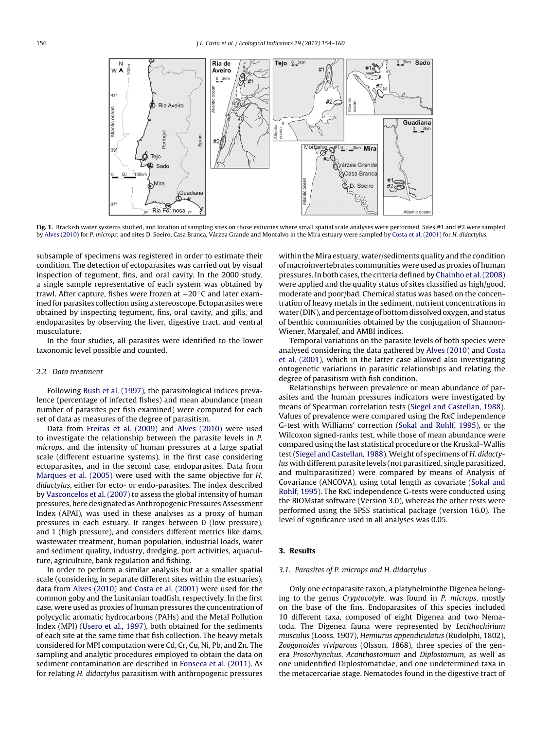N
W
200m
41°
Ria Aveiro
Atlantic ocean
Portugal
Spain
39°
Tejo
Sado
0 50 100km
Mira
Guadiana
37°
9° Ria Formosa 7°

Ria de Aveiro
0 3km
#1
Atlantic ocean
#2

Tejo 0 3km
#1
#2
Atlantic ocean

#1
0 3km Sado
#2
Atlantic ocean

Montalvo #1 0 3km Mira
#2
Várzea Grande
Casa Branca
D. Soeiro
Atlantic ocean

Guadiana
0 3km
#1
#2
Atlantic ocean

**Fig. 1.** Brackish water systems studied, and location of sampling sites on those estuaries where small spatial scale analyses were performed. Sites #1 and #2 were sampled by Alves (2010) for *P. microps*; and sites D. Soeiro, Casa Branca, Várzea Grande and Montalvo in the Mira estuary were sampled by Costa et al. (2001) for *H. didactylus*.

subsample of specimens was registered in order to estimate their condition. The detection of ectoparasites was carried out by visual inspection of tegument, fins, and oral cavity. In the 2000 study, a single sample representative of each system was obtained by trawl. After capture, fishes were frozen at −20 °C and later examined for parasites collection using a stereoscope. Ectoparasites were obtained by inspecting tegument, fins, oral cavity, and gills, and endoparasites by observing the liver, digestive tract, and ventral musculature.

In the four studies, all parasites were identified to the lower taxonomic level possible and counted.

### 2.2. Data treatment

Following Bush et al. (1997), the parasitological indices prevalence (percentage of infected fishes) and mean abundance (mean number of parasites per fish examined) were computed for each set of data as measures of the degree of parasitism.

Data from Freitas et al. (2009) and Alves (2010) were used to investigate the relationship between the parasite levels in *P. microps*, and the intensity of human pressures at a large spatial scale (different estuarine systems), in the first case considering ectoparasites, and in the second case, endoparasites. Data from Marques et al. (2005) were used with the same objective for *H. didactylus*, either for ecto- or endo-parasites. The index described by Vasconcelos et al. (2007) to assess the global intensity of human pressures, here designated as Anthropogenic Pressures Assessment Index (APAI), was used in these analyses as a proxy of human pressures in each estuary. It ranges between 0 (low pressure), and 1 (high pressure), and considers different metrics like dams, wastewater treatment, human population, industrial loads, water and sediment quality, industry, dredging, port activities, aquaculture, agriculture, bank regulation and fishing.

In order to perform a similar analysis but at a smaller spatial scale (considering in separate different sites within the estuaries), data from Alves (2010) and Costa et al. (2001) were used for the common goby and the Lusitanian toadfish, respectively. In the first case, were used as proxies of human pressures the concentration of polycyclic aromatic hydrocarbons (PAHs) and the Metal Pollution Index (MPI) (Usero et al., 1997), both obtained for the sediments of each site at the same time that fish collection. The heavy metals considered for MPI computation were Cd, Cr, Cu, Ni, Pb, and Zn. The sampling and analytic procedures employed to obtain the data on sediment contamination are described in Fonseca et al. (2011). As for relating *H. didactylus* parasitism with anthropogenic pressures within the Mira estuary, water/sediments quality and the condition of macroinvertebrates communities were used as proxies of human pressures. In both cases, the criteria defined by Chainho et al. (2008) were applied and the quality status of sites classified as high/good, moderate and poor/bad. Chemical status was based on the concentration of heavy metals in the sediment, nutrient concentrations in water (DIN), and percentage of bottom dissolved oxygen, and status of benthic communities obtained by the conjugation of Shannon-Wiener, Margalef, and AMBI indices.

Temporal variations on the parasite levels of both species were analysed considering the data gathered by Alves (2010) and Costa et al. (2001), which in the latter case allowed also investigating ontogenetic variations in parasitic relationships and relating the degree of parasitism with fish condition.

Relationships between prevalence or mean abundance of parasites and the human pressures indicators were investigated by means of Spearman correlation tests (Siegel and Castellan, 1988). Values of prevalence were compared using the RxC independence G-test with Williams' correction (Sokal and Rohlf, 1995), or the Wilcoxon signed-ranks test, while those of mean abundance were compared using the last statistical procedure or the Kruskal–Wallis test (Siegel and Castellan, 1988). Weight of specimens of *H. didactylus* with different parasite levels (not parasitized, single parasitized, and multiparasitized) were compared by means of Analysis of Covariance (ANCOVA), using total length as covariate (Sokal and Rohlf, 1995). The RxC independence G-tests were conducted using the BIOMstat software (Version 3.0), whereas the other tests were performed using the SPSS statistical package (version 16.0). The level of significance used in all analyses was 0.05.

## 3. Results

### 3.1. Parasites of P. microps and H. didactylus

Only one ectoparasite taxon, a platyhelminthe Digenea belonging to the genus *Cryptocotyle*, was found in *P. microps*, mostly on the base of the fins. Endoparasites of this species included 10 different taxa, composed of eight Digenea and two Nematoda. The Digenea fauna were represented by *Lecithochirium musculus* (Looss, 1907), *Hemiurus appendiculatus* (Rudolphi, 1802), *Zoogonoides viviparous* (Olsson, 1868), three species of the genera *Prosorhynchus*, *Acanthostomum* and *Diplostomum*, as well as one unidentified Diplostomatidae, and one undetermined taxa in the metacercariae stage. Nematodes found in the digestive tract of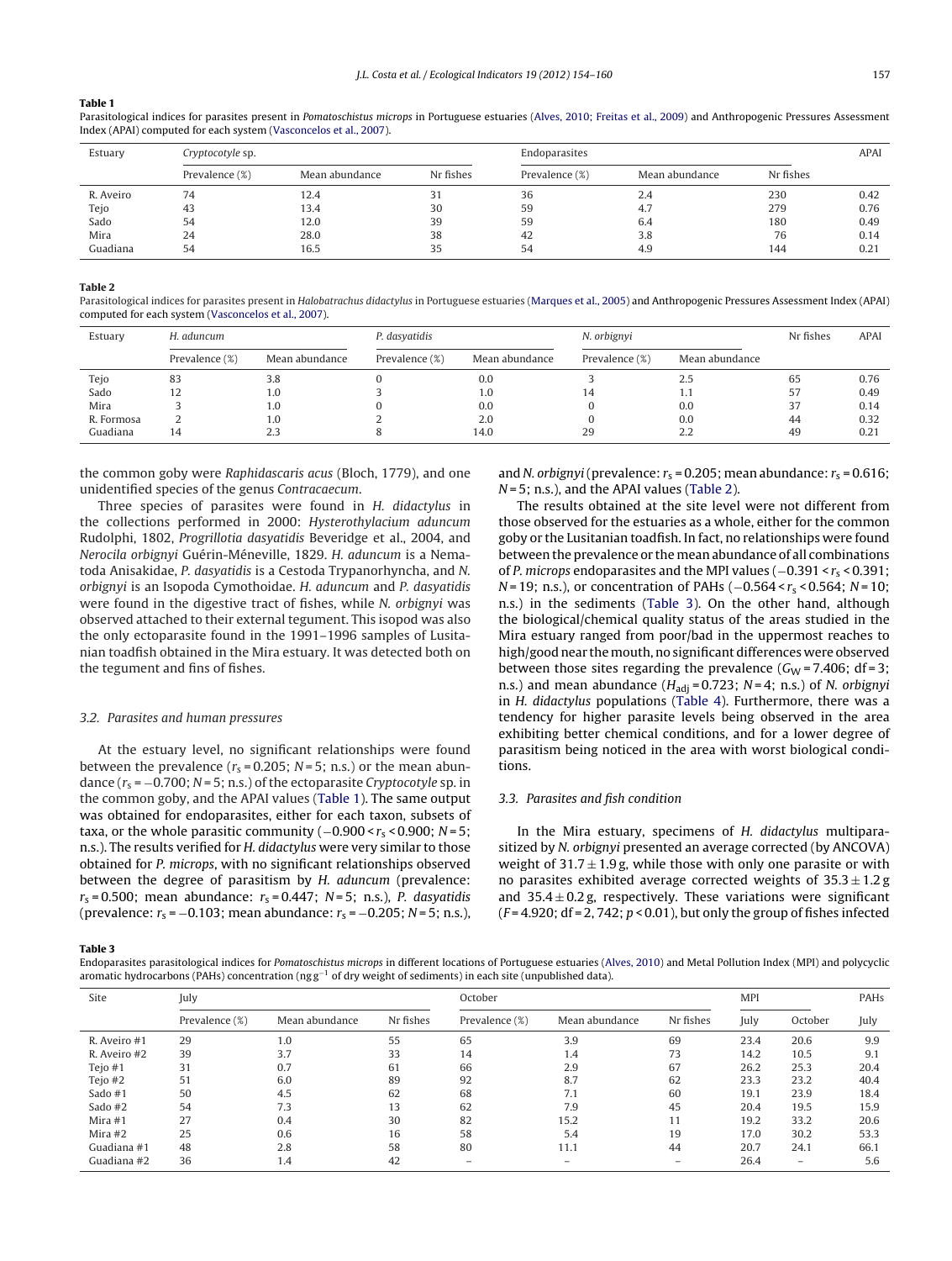**Table 1**
Parasitological indices for parasites present in *Pomatoschistus microps* in Portuguese estuaries (Alves, 2010; Freitas et al., 2009) and Anthropogenic Pressures Assessment Index (APAI) computed for each system (Vasconcelos et al., 2007).

| Estuary | *Cryptocotyle* sp. | | | Endoparasites | | | APAI |
|---|---|---|---|---|---|---|---|
| | Prevalence (%) | Mean abundance | Nr fishes | Prevalence (%) | Mean abundance | Nr fishes | |
| R. Aveiro | 74 | 12.4 | 31 | 36 | 2.4 | 230 | 0.42 |
| Tejo | 43 | 13.4 | 30 | 59 | 4.7 | 279 | 0.76 |
| Sado | 54 | 12.0 | 39 | 59 | 6.4 | 180 | 0.49 |
| Mira | 24 | 28.0 | 38 | 42 | 3.8 | 76 | 0.14 |
| Guadiana | 54 | 16.5 | 35 | 54 | 4.9 | 144 | 0.21 |

**Table 2**
Parasitological indices for parasites present in *Halobatrachus didactylus* in Portuguese estuaries (Marques et al., 2005) and Anthropogenic Pressures Assessment Index (APAI) computed for each system (Vasconcelos et al., 2007).

| Estuary | *H. aduncum* | | *P. dasyatidis* | | *N. orbignyi* | | Nr fishes | APAI |
|---|---|---|---|---|---|---|---|---|
| | Prevalence (%) | Mean abundance | Prevalence (%) | Mean abundance | Prevalence (%) | Mean abundance | | |
| Tejo | 83 | 3.8 | 0 | 0.0 | 3 | 2.5 | 65 | 0.76 |
| Sado | 12 | 1.0 | 3 | 1.0 | 14 | 1.1 | 57 | 0.49 |
| Mira | 3 | 1.0 | 0 | 0.0 | 0 | 0.0 | 37 | 0.14 |
| R. Formosa | 2 | 1.0 | 2 | 2.0 | 0 | 0.0 | 44 | 0.32 |
| Guadiana | 14 | 2.3 | 8 | 14.0 | 29 | 2.2 | 49 | 0.21 |

the common goby were *Raphidascaris acus* (Bloch, 1779), and one unidentified species of the genus *Contracaecum*.

Three species of parasites were found in *H. didactylus* in the collections performed in 2000: *Hysterothylacium aduncum* Rudolphi, 1802, *Progrillotia dasyatidis* Beveridge et al., 2004, and *Nerocila orbignyi* Guérin-Méneville, 1829. *H. aduncum* is a Nematoda Anisakidae, *P. dasyatidis* is a Cestoda Trypanorhyncha, and *N. orbignyi* is an Isopoda Cymothoidae. *H. aduncum* and *P. dasyatidis* were found in the digestive tract of fishes, while *N. orbignyi* was observed attached to their external tegument. This isopod was also the only ectoparasite found in the 1991–1996 samples of Lusitanian toadfish obtained in the Mira estuary. It was detected both on the tegument and fins of fishes.

### 3.2. Parasites and human pressures

At the estuary level, no significant relationships were found between the prevalence ($r_s = 0.205$; $N = 5$; n.s.) or the mean abundance ($r_s = -0.700$; $N = 5$; n.s.) of the ectoparasite *Cryptocotyle* sp. in the common goby, and the APAI values (Table 1). The same output was obtained for endoparasites, either for each taxon, subsets of taxa, or the whole parasitic community ($-0.900 < r_s < 0.900$; $N = 5$; n.s.). The results verified for *H. didactylus* were very similar to those obtained for *P. microps*, with no significant relationships observed between the degree of parasitism by *H. aduncum* (prevalence: $r_s = 0.500$; mean abundance: $r_s = 0.447$; $N = 5$; n.s.), *P. dasyatidis* (prevalence: $r_s = -0.103$; mean abundance: $r_s = -0.205$; $N = 5$; n.s.), and *N. orbignyi* (prevalence: $r_s = 0.205$; mean abundance: $r_s = 0.616$; $N = 5$; n.s.), and the APAI values (Table 2).

The results obtained at the site level were not different from those observed for the estuaries as a whole, either for the common goby or the Lusitanian toadfish. In fact, no relationships were found between the prevalence or the mean abundance of all combinations of *P. microps* endoparasites and the MPI values ($-0.391 < r_s < 0.391$; $N = 19$; n.s.), or concentration of PAHs ($-0.564 < r_s < 0.564$; $N = 10$; n.s.) in the sediments (Table 3). On the other hand, although the biological/chemical quality status of the areas studied in the Mira estuary ranged from poor/bad in the uppermost reaches to high/good near the mouth, no significant differences were observed between those sites regarding the prevalence ($G_W = 7.406$; df = 3; n.s.) and mean abundance ($H_{adj} = 0.723$; $N = 4$; n.s.) of *N. orbignyi* in *H. didactylus* populations (Table 4). Furthermore, there was a tendency for higher parasite levels being observed in the area exhibiting better chemical conditions, and for a lower degree of parasitism being noticed in the area with worst biological conditions.

### 3.3. Parasites and fish condition

In the Mira estuary, specimens of *H. didactylus* multiparasitized by *N. orbignyi* presented an average corrected (by ANCOVA) weight of 31.7 ± 1.9 g, while those with only one parasite or with no parasites exhibited average corrected weights of 35.3 ± 1.2 g and 35.4 ± 0.2 g, respectively. These variations were significant ($F = 4.920$; df = 2, 742; $p < 0.01$), but only the group of fishes infected

**Table 3**
Endoparasites parasitological indices for *Pomatoschistus microps* in different locations of Portuguese estuaries (Alves, 2010) and Metal Pollution Index (MPI) and polycyclic aromatic hydrocarbons (PAHs) concentration (ng g$^{-1}$ of dry weight of sediments) in each site (unpublished data).

| Site | July | | | October | | | MPI | | PAHs |
|---|---|---|---|---|---|---|---|---|---|
| | Prevalence (%) | Mean abundance | Nr fishes | Prevalence (%) | Mean abundance | Nr fishes | July | October | July |
| R. Aveiro #1 | 29 | 1.0 | 55 | 65 | 3.9 | 69 | 23.4 | 20.6 | 9.9 |
| R. Aveiro #2 | 39 | 3.7 | 33 | 14 | 1.4 | 73 | 14.2 | 10.5 | 9.1 |
| Tejo #1 | 31 | 0.7 | 61 | 66 | 2.9 | 67 | 26.2 | 25.3 | 20.4 |
| Tejo #2 | 51 | 6.0 | 89 | 92 | 8.7 | 62 | 23.3 | 23.2 | 40.4 |
| Sado #1 | 50 | 4.5 | 62 | 68 | 7.1 | 60 | 19.1 | 23.9 | 18.4 |
| Sado #2 | 54 | 7.3 | 13 | 62 | 7.9 | 45 | 20.4 | 19.5 | 15.9 |
| Mira #1 | 27 | 0.4 | 30 | 82 | 15.2 | 11 | 19.2 | 33.2 | 20.6 |
| Mira #2 | 25 | 0.6 | 16 | 58 | 5.4 | 19 | 17.0 | 30.2 | 53.3 |
| Guadiana #1 | 48 | 2.8 | 58 | 80 | 11.1 | 44 | 20.7 | 24.1 | 66.1 |
| Guadiana #2 | 36 | 1.4 | 42 | – | – | – | 26.4 | – | 5.6 |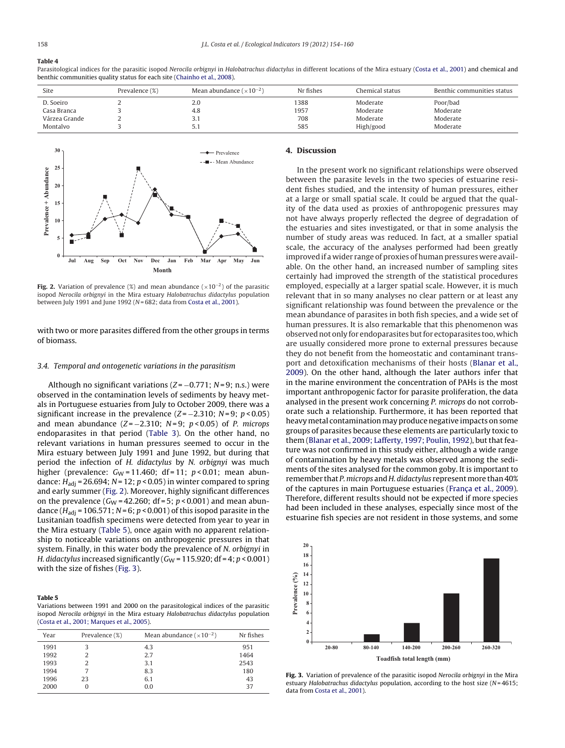**Table 4**
Parasitological indices for the parasitic isopod *Nerocila orbignyi* in *Halobatrachus didactylus* in different locations of the Mira estuary (Costa et al., 2001) and chemical and benthic communities quality status for each site (Chainho et al., 2008).

| Site | Prevalence (%) | Mean abundance ($\times 10^{-2}$) | Nr fishes | Chemical status | Benthic communities status |
|---|---|---|---|---|---|
| D. Soeiro | 2 | 2.0 | 1388 | Moderate | Poor/bad |
| Casa Branca | 3 | 4.8 | 1957 | Moderate | Moderate |
| Várzea Grande | 2 | 3.1 | 708 | Moderate | Moderate |
| Montalvo | 3 | 5.1 | 585 | High/good | Moderate |

Prevalence
Mean Abundance
Prevalence + Abundance
0
5
10
15
20
25
30
Jul Aug Sep Oct Nov Dec Jan Feb Mar Apr May Jun
Month

**Fig. 2.** Variation of prevalence (%) and mean abundance ($\times 10^{-2}$) of the parasitic isopod *Nerocila orbignyi* in the Mira estuary *Halobatrachus didactylus* population between July 1991 and June 1992 ($N = 682$; data from Costa et al., 2001).

with two or more parasites differed from the other groups in terms of biomass.

### 3.4. Temporal and ontogenetic variations in the parasitism

Although no significant variations ($Z = -0.771$; $N = 9$; n.s.) were observed in the contamination levels of sediments by heavy metals in Portuguese estuaries from July to October 2009, there was a significant increase in the prevalence ($Z = -2.310$; $N = 9$; $p < 0.05$) and mean abundance ($Z = -2.310$; $N = 9$; $p < 0.05$) of *P. microps* endoparasites in that period (Table 3). On the other hand, no relevant variations in human pressures seemed to occur in the Mira estuary between July 1991 and June 1992, but during that period the infection of *H. didactylus* by *N. orbignyi* was much higher (prevalence: $G_W = 11.460$; df = 11; $p < 0.01$; mean abundance: $H_{adj} = 26.694$; $N = 12$; $p < 0.05$) in winter compared to spring and early summer (Fig. 2). Moreover, highly significant differences on the prevalence ($G_W = 42.260$; df = 5; $p < 0.001$) and mean abundance ($H_{adj} = 106.571$; $N = 6$; $p < 0.001$) of this isopod parasite in the Lusitanian toadfish specimens were detected from year to year in the Mira estuary (Table 5), once again with no apparent relationship to noticeable variations on anthropogenic pressures in that system. Finally, in this water body the prevalence of *N. orbignyi* in *H. didactylus* increased significantly ($G_W = 115.920$; df = 4; $p < 0.001$) with the size of fishes (Fig. 3).

**Table 5**
Variations between 1991 and 2000 on the parasitological indices of the parasitic isopod *Nerocila orbignyi* in the Mira estuary *Halobatrachus didactylus* population (Costa et al., 2001; Marques et al., 2005).

| Year | Prevalence (%) | Mean abundance ($\times 10^{-2}$) | Nr fishes |
|---|---|---|---|
| 1991 | 3 | 4.3 | 951 |
| 1992 | 2 | 2.7 | 1464 |
| 1993 | 2 | 3.1 | 2543 |
| 1994 | 7 | 8.3 | 180 |
| 1996 | 23 | 6.1 | 43 |
| 2000 | 0 | 0.0 | 37 |

## 4. Discussion

In the present work no significant relationships were observed between the parasite levels in the two species of estuarine resident fishes studied, and the intensity of human pressures, either at a large or small spatial scale. It could be argued that the quality of the data used as proxies of anthropogenic pressures may not have always properly reflected the degree of degradation of the estuaries and sites investigated, or that in some analysis the number of study areas was reduced. In fact, at a smaller spatial scale, the accuracy of the analyses performed had been greatly improved if a wider range of proxies of human pressures were available. On the other hand, an increased number of sampling sites certainly had improved the strength of the statistical procedures employed, especially at a larger spatial scale. However, it is much relevant that in so many analyses no clear pattern or at least any significant relationship was found between the prevalence or the mean abundance of parasites in both fish species, and a wide set of human pressures. It is also remarkable that this phenomenon was observed not only for endoparasites but for ectoparasites too, which are usually considered more prone to external pressures because they do not benefit from the homeostatic and contaminant transport and detoxification mechanisms of their hosts (Blanar et al., 2009). On the other hand, although the later authors infer that in the marine environment the concentration of PAHs is the most important anthropogenic factor for parasite proliferation, the data analysed in the present work concerning *P. microps* do not corroborate such a relationship. Furthermore, it has been reported that heavy metal contamination may produce negative impacts on some groups of parasites because these elements are particularly toxic to them (Blanar et al., 2009; Lafferty, 1997; Poulin, 1992), but that feature was not confirmed in this study either, although a wide range of contamination by heavy metals was observed among the sediments of the sites analysed for the common goby. It is important to remember that *P. microps* and *H. didactylus* represent more than 40% of the captures in main Portuguese estuaries (França et al., 2009). Therefore, different results should not be expected if more species had been included in these analyses, especially since most of the estuarine fish species are not resident in those systems, and some

Prevalence (%)
0
2
4
6
8
10
12
14
16
18
20
20-80 80-140 140-200 200-260 260-320
Toadfish total length (mm)

**Fig. 3.** Variation of prevalence of the parasitic isopod *Nerocila orbignyi* in the Mira estuary *Halobatrachus didactylus* population, according to the host size ($N = 4615$; data from Costa et al., 2001).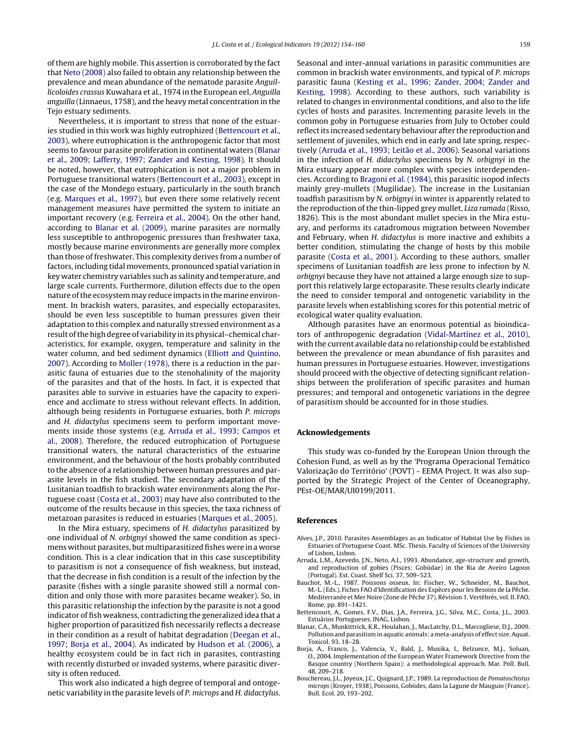of them are highly mobile. This assertion is corroborated by the fact that Neto (2008) also failed to obtain any relationship between the prevalence and mean abundance of the nematode parasite *Anguillicoloides crassus* Kuwahara et al., 1974 in the European eel, *Anguilla anguilla* (Linnaeus, 1758), and the heavy metal concentration in the Tejo estuary sediments.

Nevertheless, it is important to stress that none of the estuaries studied in this work was highly eutrophized (Bettencourt et al., 2003), where eutrophication is the anthropogenic factor that most seems to favour parasite proliferation in continental waters (Blanar et al., 2009; Lafferty, 1997; Zander and Kesting, 1998). It should be noted, however, that eutrophication is not a major problem in Portuguese transitional waters (Bettencourt et al., 2003), except in the case of the Mondego estuary, particularly in the south branch (e.g. Marques et al., 1997), but even there some relatively recent management measures have permitted the system to initiate an important recovery (e.g. Ferreira et al., 2004). On the other hand, according to Blanar et al. (2009), marine parasites are normally less susceptible to anthropogenic pressures than freshwater taxa, mostly because marine environments are generally more complex than those of freshwater. This complexity derives from a number of factors, including tidal movements, pronounced spatial variation in key water chemistry variables such as salinity and temperature, and large scale currents. Furthermore, dilution effects due to the open nature of the ecosystem may reduce impacts in the marine environment. In brackish waters, parasites, and especially ectoparasites, should be even less susceptible to human pressures given their adaptation to this complex and naturally stressed environment as a result of the high degree of variability in its physical–chemical characteristics, for example, oxygen, temperature and salinity in the water column, and bed sediment dynamics (Elliott and Quintino, 2007). According to Moller (1978), there is a reduction in the parasitic fauna of estuaries due to the stenohalinity of the majority of the parasites and that of the hosts. In fact, it is expected that parasites able to survive in estuaries have the capacity to experience and acclimate to stress without relevant effects. In addition, although being residents in Portuguese estuaries, both *P. microps* and *H. didactylus* specimens seem to perform important movements inside those systems (e.g. Arruda et al., 1993; Campos et al., 2008). Therefore, the reduced eutrophication of Portuguese transitional waters, the natural characteristics of the estuarine environment, and the behaviour of the hosts probably contributed to the absence of a relationship between human pressures and parasite levels in the fish studied. The secondary adaptation of the Lusitanian toadfish to brackish water environments along the Portuguese coast (Costa et al., 2003) may have also contributed to the outcome of the results because in this species, the taxa richness of metazoan parasites is reduced in estuaries (Marques et al., 2005).

In the Mira estuary, specimens of *H. didactylus* parasitized by one individual of *N. orbignyi* showed the same condition as specimens without parasites, but multiparasitized fishes were in a worse condition. This is a clear indication that in this case susceptibility to parasitism is not a consequence of fish weakness, but instead, that the decrease in fish condition is a result of the infection by the parasite (fishes with a single parasite showed still a normal condition and only those with more parasites became weaker). So, in this parasitic relationship the infection by the parasite is not a good indicator of fish weakness, contradicting the generalized idea that a higher proportion of parasitized fish necessarily reflects a decrease in their condition as a result of habitat degradation (Deegan et al., 1997; Borja et al., 2004). As indicated by Hudson et al. (2006), a healthy ecosystem could be in fact rich in parasites, contrasting with recently disturbed or invaded systems, where parasitic diversity is often reduced.

This work also indicated a high degree of temporal and ontogenetic variability in the parasite levels of *P. microps* and *H. didactylus*. Seasonal and inter-annual variations in parasitic communities are common in brackish water environments, and typical of *P. microps* parasitic fauna (Kesting et al., 1996; Zander, 2004; Zander and Kesting, 1998). According to these authors, such variability is related to changes in environmental conditions, and also to the life cycles of hosts and parasites. Incrementing parasite levels in the common goby in Portuguese estuaries from July to October could reflect its increased sedentary behaviour after the reproduction and settlement of juveniles, which end in early and late spring, respectively (Arruda et al., 1993; Leitão et al., 2006). Seasonal variations in the infection of *H. didactylus* specimens by *N. orbignyi* in the Mira estuary appear more complex with species interdependencies. According to Bragoni et al. (1984), this parasitic isopod infects mainly grey-mullets (Mugilidae). The increase in the Lusitanian toadfish parasitism by *N. orbignyi* in winter is apparently related to the reproduction of the thin-lipped grey mullet, *Liza ramada* (Risso, 1826). This is the most abundant mullet species in the Mira estuary, and performs its catadromous migration between November and February, when *H. didactylus* is more inactive and exhibits a better condition, stimulating the change of hosts by this mobile parasite (Costa et al., 2001). According to these authors, smaller specimens of Lusitanian toadfish are less prone to infection by *N. orbignyi* because they have not attained a large enough size to support this relatively large ectoparasite. These results clearly indicate the need to consider temporal and ontogenetic variability in the parasite levels when establishing scores for this potential metric of ecological water quality evaluation.

Although parasites have an enormous potential as bioindicators of anthropogenic degradation (Vidal-Martínez et al., 2010), with the current available data no relationship could be established between the prevalence or mean abundance of fish parasites and human pressures in Portuguese estuaries. However, investigations should proceed with the objective of detecting significant relationships between the proliferation of specific parasites and human pressures; and temporal and ontogenetic variations in the degree of parasitism should be accounted for in those studies.

## Acknowledgements

This study was co-funded by the European Union through the Cohesion Fund, as well as by the 'Programa Operacional Temático Valorização do Território' (POVT) - EEMA Project. It was also supported by the Strategic Project of the Center of Oceanography, PEst-OE/MAR/UI0199/2011.

## References

Alves, J.P., 2010. Parasites Assemblages as an Indicator of Habitat Use by Fishes in Estuaries of Portuguese Coast. MSc. Thesis. Faculty of Sciences of the University of Lisbon, Lisbon.

Arruda, L.M., Azevedo, J.N., Neto, A.I., 1993. Abundance, age-structure and growth, and reproduction of gobies (Pisces; Gobiidae) in the Ria de Aveiro Lagoon (Portugal). Est. Coast. Shelf Sci. 37, 509–523.

Bauchot, M.-L., 1987. Poissons osseux. In: Fischer, W., Schneider, M., Bauchot, M.-L. (Eds.), Fiches FAO d'Identification des Espèces pour les Besoins de la Pêche. Mediterranée et Mer Noire (Zone de Pêche 37). Révision 1. Vertébrés, vol. II. FAO, Rome, pp. 891–1421.

Bettencourt, A., Gomes, F.V., Dias, J.A., Ferreira, J.G., Silva, M.C., Costa, J.L., 2003. Estuários Portugueses. INAG, Lisbon.

Blanar, C.A., Munkittrick, K.R., Houlahan, J., MacLatchy, D.L., Marcogliese, D.J., 2009. Pollution and parasitism in aquatic animals: a meta-analysis of effect size. Aquat. Toxicol. 93, 18–28.

Borja, A., Franco, J., Valencia, V., Bald, J., Muxika, I., Belzunce, M.J., Soluan, O., 2004. Implementation of the European Water Framework Directive from the Basque country (Northern Spain): a methodological approach. Mar. Poll. Bull. 48, 209–218.

Bouchereau, J.L., Joyeux, J.C., Quignard, J.P., 1989. La reproduction de *Pomatoschistus microps* (Kroyer, 1938), Poissons, Gobiides, dans la Lagune de Mauguio (France). Bull. Ecol. 20, 193–202.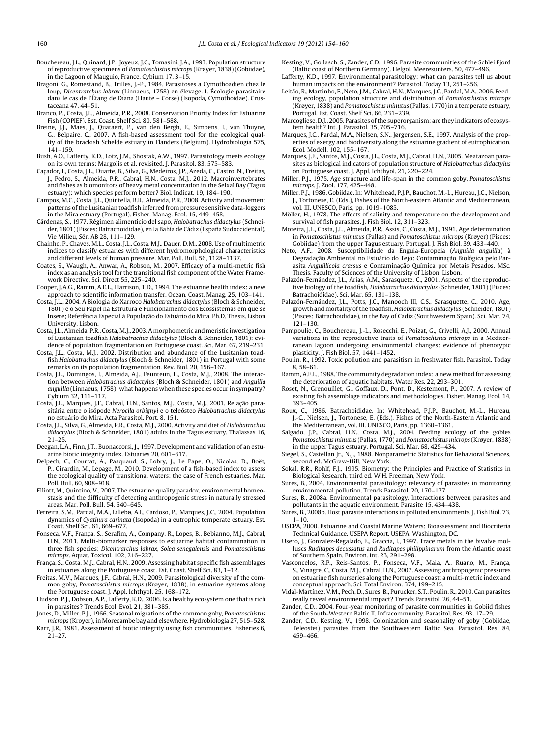Bouchereau, J.L., Quinard, J.P., Joyeux, J.C., Tomasini, J.A., 1993. Population structure of reproductive specimens of *Pomatoschistus microps* (Krøyer, 1838) (Gobiidae), in the Lagoon of Mauguio, France. Cybium 17, 3–15.

Bragoni, G., Romestand, B., Trilles, J.-P., 1984. Parasitoses a Cymothoadien chez le loup, *Dicentrarchus labrax* (Linnaeus, 1758) en élevage. I. Écologie parasitaire dans le cas de l'Étang de Diana (Haute – Corse) (Isopoda, Cymothoidae). Crustaceana 47, 44–51.

Branco, P., Costa, J.L., Almeida, P.R., 2008. Conservation Priority Index for Estuarine Fish (COPIEF). Est. Coast. Shelf Sci. 80, 581–588.

Breine, J.J., Maes, J., Quataert, P., van den Bergh, E., Simoens, I., van Thuyne, G., Belpaire, C., 2007. A fish-based assessment tool for the ecological quality of the brackish Schelde estuary in Flanders (Belgium). Hydrobiologia 575, 141–159.

Bush, A.O., Lafferty, K.D., Lotz, J.M., Shostak, A.W., 1997. Parasitology meets ecology on its own terms: Margolis et al. revisited. J. Parasitol. 83, 575–583.

Caçador, I., Costa, J.L., Duarte, B., Silva, G., Medeiros, J.P., Azeda, C., Castro, N., Freitas, J., Pedro, S., Almeida, P.R., Cabral, H.N., Costa, M.J., 2012. Macroinvertebrates and fishes as biomonitors of heavy metal concentration in the Seixal Bay (Tagus estuary): which species perform better? Biol. Indicat. 19, 184–190.

Campos, M.C., Costa, J.L., Quintella, B.R., Almeida, P.R., 2008. Activity and movement patterns of the Lusitanian toadfish inferred from pressure sensitive data-loggers in the Mira estuary (Portugal). Fisher. Manag. Ecol. 15, 449–458.

Cárdenas, S., 1977. Régimen alimenticio del sapo, *Halobatrachus didactylus* (Schneider, 1801) (Pisces: Batrachoididae), en la Bahía de Cádiz (España Sudoccidental). Vie Milieu, Sér. AB 28, 111–129.

Chainho, P., Chaves, M.L., Costa, J.L., Costa, M.J., Dauer, D.M., 2008. Use of multimetric indices to classify estuaries with different hydromorphological characteristics and different levels of human pressure. Mar. Poll. Bull. 56, 1128–1137.

Coates, S., Waugh, A., Anwar, A., Robson, M., 2007. Efficacy of a multi-metric fish index as an analysis tool for the transitional fish component of the Water Framework Directive. Sci. Direct 55, 225–240.

Cooper, J.A.G., Ramm, A.E.L., Harrison, T.D., 1994. The estuarine health index: a new approach to scientific information transfer. Ocean. Coast. Manag. 25, 103–141.

Costa, J.L., 2004. A Biologia do Xarroco *Halobatrachus didactylus* (Bloch & Schneider, 1801) e o Seu Papel na Estrutura e Funcionamento dos Ecossistemas em que se Insere; Referência Especial à População do Estuário do Mira. Ph.D. Thesis. Lisbon University, Lisbon.

Costa, J.L., Almeida, P.R., Costa, M.J., 2003. A morphometric and meristic investigation of Lusitanian toadfish *Halobatrachus didactylus* (Bloch & Schneider, 1801): evidence of population fragmentation on Portuguese coast. Sci. Mar. 67, 219–231.

Costa, J.L., Costa, M.J., 2002. Distribution and abundance of the Lusitanian toadfish *Halobatrachus didactylus* (Bloch & Schneider, 1801) in Portugal with some remarks on its population fragmentation. Rev. Biol. 20, 156–167.

Costa, J.L., Domingos, I., Almeida, A.J., Feunteun, E., Costa, M.J., 2008. The interaction between *Halobatrachus didactylus* (Bloch & Schneider, 1801) and *Anguilla anguilla* (Linnaeus, 1758): what happens when these species occur in sympatry? Cybium 32, 111–117.

Costa, J.L., Marques, J.F., Cabral, H.N., Santos, M.J., Costa, M.J., 2001. Relação parasitária entre o isópode *Nerocila orbignyi* e o teleósteo *Halobatrachus didactylus* no estuário do Mira. Acta Parasitol. Port. 8, 151.

Costa, J.L., Silva, G., Almeida, P.R., Costa, M.J., 2000. Activity and diet of *Halobatrachus didactylus* (Bloch & Schneider, 1801) adults in the Tagus estuary. Thalassas 16, 21–25.

Deegan, L.A., Finn, J.T., Buonaccorsi, J., 1997. Development and validation of an estuarine biotic integrity index. Estuaries 20, 601–617.

Delpech, C., Courrat, A., Pasquaud, S., Lobry, J., Le Pape, O., Nicolas, D., Boët, P., Girardin, M., Lepage, M., 2010. Development of a fish-based index to assess the ecological quality of transitional waters: the case of French estuaries. Mar. Poll. Bull. 60, 908–918.

Elliott, M., Quintino, V., 2007. The estuarine quality paradox, environmental homeostasis and the difficulty of detecting anthropogenic stress in naturally stressed areas. Mar. Poll. Bull. 54, 640–645.

Ferreira, S.M., Pardal, M.A., Lillebø, A.I., Cardoso, P., Marques, J.C., 2004. Population dynamics of *Cyathura carinata* (Isopoda) in a eutrophic temperate estuary. Est. Coast. Shelf Sci. 61, 669–677.

Fonseca, V.F., França, S., Serafim, A., Company, R., Lopes, B., Bebianno, M.J., Cabral, H.N., 2011. Multi-biomarker responses to estuarine habitat contamination in three fish species: *Dicentrarchus labrax*, *Solea senegalensis* and *Pomatoschistus microps*. Aquat. Toxicol. 102, 216–227.

França, S., Costa, M.J., Cabral, H.N., 2009. Assessing habitat specific fish assemblages in estuaries along the Portuguese coast. Est. Coast. Shelf Sci. 83, 1–12.

Freitas, M.V., Marques, J.F., Cabral, H.N., 2009. Parasitological diversity of the common goby, *Pomatoschistus microps* (Krøyer, 1838), in estuarine systems along the Portuguese coast. J. Appl. Ichthyol. 25, 168–172.

Hudson, P.J., Dobson, A.P., Lafferty, K.D., 2006. Is a healthy ecosystem one that is rich in parasites? Trends Ecol. Evol. 21, 381–385.

Jones, D., Miller, P.J., 1966. Seasonal migrations of the common goby, *Pomatoschistus microps* (Kroyer), in Morecambe bay and elsewhere. Hydrobiologia 27, 515–528.

Karr, J.R., 1981. Assessment of biotic integrity using fish communities. Fisheries 6, 21–27.

Kesting, V., Gollasch, S., Zander, C.D., 1996. Parasite communities of the Schlei Fjord (Baltic coast of Northern Germany). Helgol. Meeresunters. 50, 477–496.

Lafferty, K.D., 1997. Environmental parasitology: what can parasites tell us about human impacts on the environment? Parasitol. Today 13, 251–256.

Leitão, R., Martinho, F., Neto, J.M., Cabral, H.N., Marques, J.C., Pardal, M.A., 2006. Feeding ecology, population structure and distribution of *Pomatoschistus microps* (Krøyer, 1838) and *Pomatoschistus minutus* (Pallas, 1770) in a temperate estuary, Portugal. Est. Coast. Shelf Sci. 66, 231–239.

Marcogliese, D.J., 2005. Parasites of the superorganism: are they indicators of ecosystem health? Int. J. Parasitol. 35, 705–716.

Marques, J.C., Pardal, M.A., Nielsen, S.N., Jørgensen, S.E., 1997. Analysis of the properties of exergy and biodiversity along the estuarine gradient of eutrophication. Ecol. Modell. 102, 155–167.

Marques, J.F., Santos, M.J., Costa, J.L., Costa, M.J., Cabral, H.N., 2005. Meatazoan parasites as biological indicators of population structure of *Halobatrachus didactylus* on Portuguese coast. J. Appl. Ichthyol. 21, 220–224.

Miller, P.J., 1975. Age structure and life-span in the common goby, *Pomatoschistus microps*. J. Zool. 177, 425–448.

Miller, P.J., 1986. Gobiidae. In: Whitehead, P.J.P., Bauchot, M.-L., Hureau, J.C., Nielson, J., Tortonese, E. (Eds.), Fishes of the North-eastern Atlantic and Mediterranean, vol. III. UNESCO, Paris, pp. 1019–1085.

Möller, H., 1978. The effects of salinity and temperature on the development and survival of fish parasites. J. Fish Biol. 12, 311–323.

Moreira, J.L., Costa, J.L., Almeida, P.R., Assis, C., Costa, M.J., 1991. Age determination in *Pomatoschistus minutus* (Pallas) and *Pomatoschistus microps* (Krøyer) (Pisces: Gobiidae) from the upper Tagus estuary, Portugal. J. Fish Biol. 39, 433–440.

Neto, A.F., 2008. Susceptibilidade da Enguia-Europeia (*Anguilla anguilla*) à Degradação Ambiental no Estuário do Tejo: Contaminação Biológica pelo Parasita *Anguillicola crassus* e Contaminação Química por Metais Pesados. MSc. Thesis. Faculty of Sciences of the University of Lisbon, Lisbon.

Palazón-Fernández, J.L., Arias, A.M., Sarasquete, C., 2001. Aspects of the reproductive biology of the toadfish, *Halobatrachus didactylus* (Schneider, 1801) (Pisces: Batrachoididae). Sci. Mar. 65, 131–138.

Palazón-Fernández, J.L., Potts, J.C., Manooch III, C.S., Sarasquette, C., 2010. Age, growth and mortality of the toadfish, *Halobatrachus didactylus* (Schneider, 1801) (Pisces: Batrachoididae), in the Bay of Cadiz (Southwestern Spain). Sci. Mar. 74, 121–130.

Pampoulie, C., Bouchereau, J.-L., Rosecchi, E., Poizat, G., Crivelli, A.J., 2000. Annual variations in the reproductive traits of *Pomatoschistus microps* in a Mediterranean lagoon undergoing environmental changes: evidence of phenotypic plasticity. J. Fish Biol. 57, 1441–1452.

Poulin, R., 1992. Toxic pollution and parasitism in freshwater fish. Parasitol. Today 8, 58–61.

Ramm, A.E.L., 1988. The community degradation index: a new method for assessing the deterioration of aquatic habitats. Water Res. 22, 293–301.

Roset, N., Grenouillet, G., Goffaux, D., Pont, D., Kestemont, P., 2007. A review of existing fish assemblage indicators and methodologies. Fisher. Manag. Ecol. 14, 393–405.

Roux, C., 1986. Batrachoididae. In: Whitehead, P.J.P., Bauchot, M.-L., Hureau, J.-C., Nielsen, J., Tortonese, E. (Eds.), Fishes of the North-Eastern Atlantic and the Mediterranean, vol. III. UNESCO, Paris, pp. 1360–1361.

Salgado, J.P., Cabral, H.N., Costa, M.J., 2004. Feeding ecology of the gobies *Pomatoschistus minutus* (Pallas, 1770) and *Pomatoschistus microps* (Krøyer, 1838) in the upper Tagus estuary, Portugal. Sci. Mar. 68, 425–434.

Siegel, S., Castellan Jr., N.J., 1988. Nonparametric Statistics for Behavioral Sciences, second ed. McGraw-Hill, New York.

Sokal, R.R., Rohlf, F.J., 1995. Biometry: the Principles and Practice of Statistics in Biological Research, third ed. W.H. Freeman, New York.

Sures, B., 2004. Environmental parasitology: relevancy of parasites in monitoring environmental pollution. Trends Parasitol. 20, 170–177.

Sures, B., 2008a. Environmental parasitology. Interactions between parasites and pollutants in the aquatic environment. Parasite 15, 434–438.

Sures, B., 2008b. Host parasite interactions in polluted environments. J. Fish Biol. 73, 1–10.

USEPA, 2000. Estuarine and Coastal Marine Waters: Bioassessment and Biocriteria Technical Guidance. USEPA Report. USEPA, Washington, DC.

Usero, J., Gonzalez-Regalado, E., Graccia, I., 1997. Trace metals in the bivalve molluscs *Ruditapes decussatus* and *Ruditapes philippinarum* from the Atlantic coast of Southern Spain. Environ. Int. 23, 291–298.

Vasconcelos, R.P., Reis-Santos, P., Fonseca, V.F., Maia, A., Ruano, M., França, S., Vinagre, C., Costa, M.J., Cabral, H.N., 2007. Assessing anthropogenic pressures on estuarine fish nurseries along the Portuguese coast: a multi-metric index and conceptual approach. Sci. Total Environ. 374, 199–215.

Vidal-Martínez, V.M., Pech, D., Sures, B., Purucker, S.T., Poulin, R., 2010. Can parasites really reveal environmental impact? Trends Parasitol. 26, 44–51.

Zander, C.D., 2004. Four-year monitoring of parasite communities in Gobiid fishes of the South-Western Baltic II. Infracommunity. Parasitol. Res. 93, 17–29.

Zander, C.D., Kesting, V., 1998. Colonization and seasonality of goby (Gobiidae, Teleostei) parasites from the Southwestern Baltic Sea. Parasitol. Res. 84, 459–466.